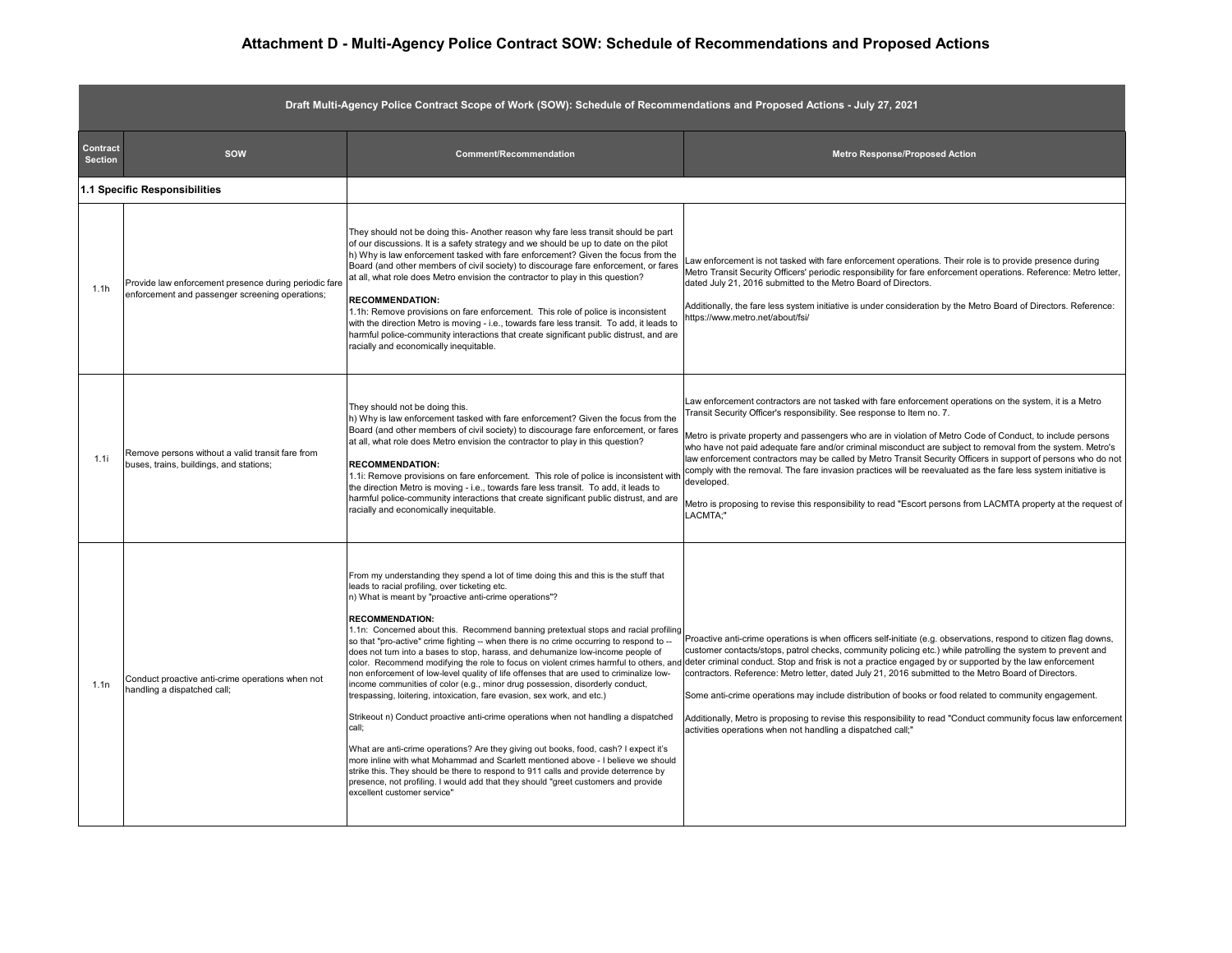# Attachment D - Multi-Agency Police Contract SOW: Schedule of Recommendations and Proposed Actions

| Draft Multi-Agency Police Contract Scope of Work (SOW): Schedule of Recommendations and Proposed Actions - July 27, 2021 | | | |
|---|---|---|---|
| **Contract Section** | **SOW** | **Comment/Recommendation** | **Metro Response/Proposed Action** |
| **1.1 Specific Responsibilities** | | | |
| 1.1h | Provide law enforcement presence during periodic fare enforcement and passenger screening operations; | They should not be doing this- Another reason why fare less transit should be part of our discussions. It is a safety strategy and we should be up to date on the pilot h) Why is law enforcement tasked with fare enforcement? Given the focus from the Board (and other members of civil society) to discourage fare enforcement, or fares at all, what role does Metro envision the contractor to play in this question?<br><br>**RECOMMENDATION:**<br>1.1h: Remove provisions on fare enforcement. This role of police is inconsistent with the direction Metro is moving - i.e., towards fare less transit. To add, it leads to harmful police-community interactions that create significant public distrust, and are racially and economically inequitable. | Law enforcement is not tasked with fare enforcement operations. Their role is to provide presence during Metro Transit Security Officers' periodic responsibility for fare enforcement operations. Reference: Metro letter, dated July 21, 2016 submitted to the Metro Board of Directors.<br><br>Additionally, the fare less system initiative is under consideration by the Metro Board of Directors. Reference: https://www.metro.net/about/fsi/ |
| 1.1i | Remove persons without a valid transit fare from buses, trains, buildings, and stations; | They should not be doing this.<br>h) Why is law enforcement tasked with fare enforcement? Given the focus from the Board (and other members of civil society) to discourage fare enforcement, or fares at all, what role does Metro envision the contractor to play in this question?<br><br>**RECOMMENDATION:**<br>1.1i: Remove provisions on fare enforcement. This role of police is inconsistent with the direction Metro is moving - i.e., towards fare less transit. To add, it leads to harmful police-community interactions that create significant public distrust, and are racially and economically inequitable. | Law enforcement contractors are not tasked with fare enforcement operations on the system, it is a Metro Transit Security Officer's responsibility. See response to Item no. 7.<br><br>Metro is private property and passengers who are in violation of Metro Code of Conduct, to include persons who have not paid adequate fare and/or criminal misconduct are subject to removal from the system. Metro's law enforcement contractors may be called by Metro Transit Security Officers in support of persons who do not comply with the removal. The fare invasion practices will be reevaluated as the fare less system initiative is developed.<br><br>Metro is proposing to revise this responsibility to read "Escort persons from LACMTA property at the request of LACMTA;" |
| 1.1n | Conduct proactive anti-crime operations when not handling a dispatched call; | From my understanding they spend a lot of time doing this and this is the stuff that leads to racial profiling, over ticketing etc.<br>n) What is meant by "proactive anti-crime operations"?<br><br>**RECOMMENDATION:**<br>1.1n: Concerned about this. Recommend banning pretextual stops and racial profiling so that "pro-active" crime fighting -- when there is no crime occurring to respond to -- does not turn into a bases to stop, harass, and dehumanize low-income people of color. Recommend modifying the role to focus on violent crimes harmful to others, and non enforcement of low-level quality of life offenses that are used to criminalize low-income communities of color (e.g., minor drug possession, disorderly conduct, trespassing, loitering, intoxication, fare evasion, sex work, and etc.)<br><br>Strikeout n) Conduct proactive anti-crime operations when not handling a dispatched call;<br><br>What are anti-crime operations? Are they giving out books, food, cash? I expect it's more inline with what Mohammad and Scarlett mentioned above - I believe we should strike this. They should be there to respond to 911 calls and provide deterrence by presence, not profiling. I would add that they should "greet customers and provide excellent customer service" | Proactive anti-crime operations is when officers self-initiate (e.g. observations, respond to citizen flag downs, customer contacts/stops, patrol checks, community policing etc.) while patrolling the system to prevent and deter criminal conduct. Stop and frisk is not a practice engaged by or supported by the law enforcement contractors. Reference: Metro letter, dated July 21, 2016 submitted to the Metro Board of Directors.<br><br>Some anti-crime operations may include distribution of books or food related to community engagement.<br><br>Additionally, Metro is proposing to revise this responsibility to read "Conduct community focus law enforcement activities operations when not handling a dispatched call;" |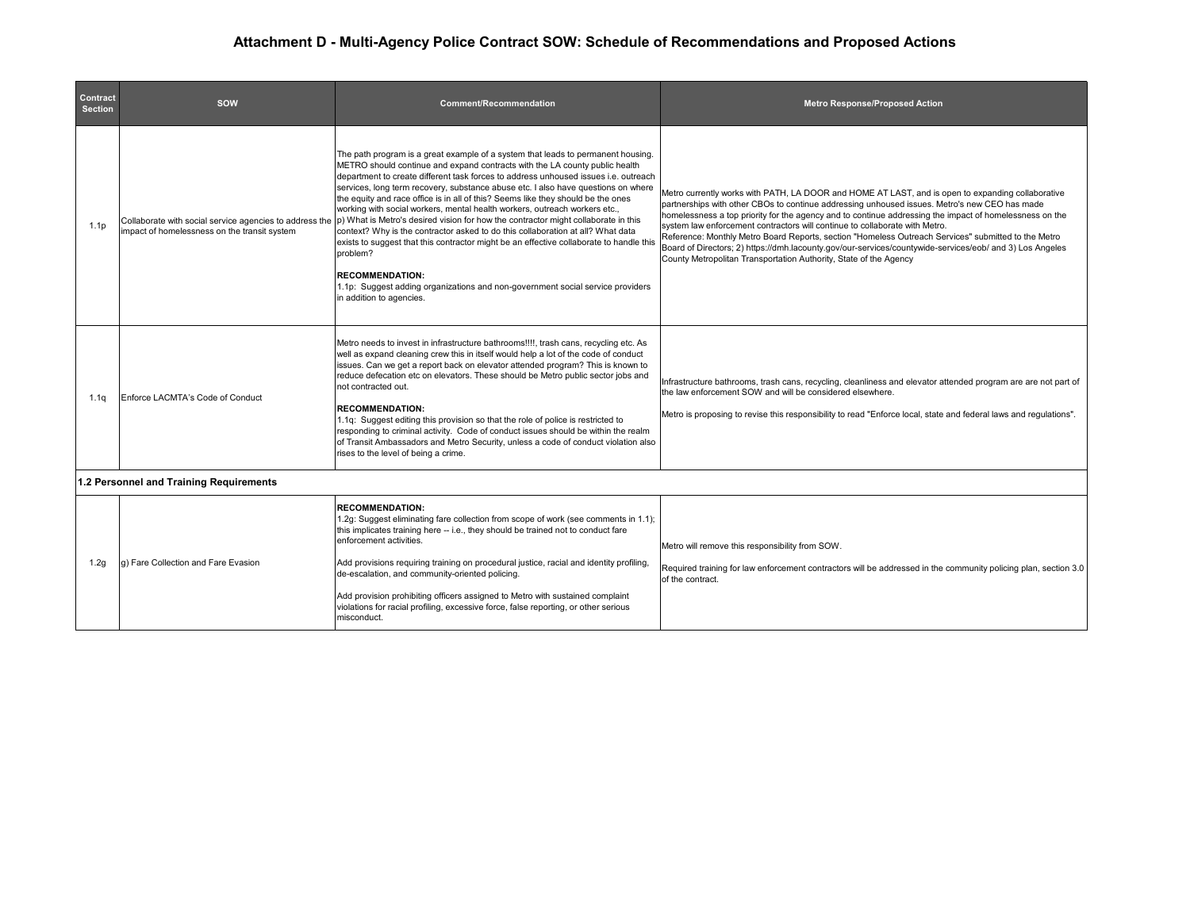# Attachment D - Multi-Agency Police Contract SOW: Schedule of Recommendations and Proposed Actions

| Contract Section | SOW | Comment/Recommendation | Metro Response/Proposed Action |
|---|---|---|---|
| 1.1p | Collaborate with social service agencies to address the impact of homelessness on the transit system | The path program is a great example of a system that leads to permanent housing. METRO should continue and expand contracts with the LA county public health department to create different task forces to address unhoused issues i.e. outreach services, long term recovery, substance abuse etc. I also have questions on where the equity and race office is in all of this? Seems like they should be the ones working with social workers, mental health workers, outreach workers etc., p) What is Metro's desired vision for how the contractor might collaborate in this context? Why is the contractor asked to do this collaboration at all? What data exists to suggest that this contractor might be an effective collaborate to handle this problem?<br><br>**RECOMMENDATION:**<br>1.1p: Suggest adding organizations and non-government social service providers in addition to agencies. | Metro currently works with PATH, LA DOOR and HOME AT LAST, and is open to expanding collaborative partnerships with other CBOs to continue addressing unhoused issues. Metro's new CEO has made homelessness a top priority for the agency and to continue addressing the impact of homelessness on the system law enforcement contractors will continue to collaborate with Metro.<br>Reference: Monthly Metro Board Reports, section "Homeless Outreach Services" submitted to the Metro Board of Directors; 2) https://dmh.lacounty.gov/our-services/countywide-services/eob/ and 3) Los Angeles County Metropolitan Transportation Authority, State of the Agency |
| 1.1q | Enforce LACMTA's Code of Conduct | Metro needs to invest in infrastructure bathrooms!!!!, trash cans, recycling etc. As well as expand cleaning crew this in itself would help a lot of the code of conduct issues. Can we get a report back on elevator attended program? This is known to reduce defecation etc on elevators. These should be Metro public sector jobs and not contracted out.<br><br>**RECOMMENDATION:**<br>1.1q: Suggest editing this provision so that the role of police is restricted to responding to criminal activity. Code of conduct issues should be within the realm of Transit Ambassadors and Metro Security, unless a code of conduct violation also rises to the level of being a crime. | Infrastructure bathrooms, trash cans, recycling, cleanliness and elevator attended program are are not part of the law enforcement SOW and will be considered elsewhere.<br><br>Metro is proposing to revise this responsibility to read "Enforce local, state and federal laws and regulations". |
| **1.2 Personnel and Training Requirements** | | | |
| 1.2g | g) Fare Collection and Fare Evasion | **RECOMMENDATION:**<br>1.2g: Suggest eliminating fare collection from scope of work (see comments in 1.1); this implicates training here -- i.e., they should be trained not to conduct fare enforcement activities.<br><br>Add provisions requiring training on procedural justice, racial and identity profiling, de-escalation, and community-oriented policing.<br><br>Add provision prohibiting officers assigned to Metro with sustained complaint violations for racial profiling, excessive force, false reporting, or other serious misconduct. | Metro will remove this responsibility from SOW.<br><br>Required training for law enforcement contractors will be addressed in the community policing plan, section 3.0 of the contract. |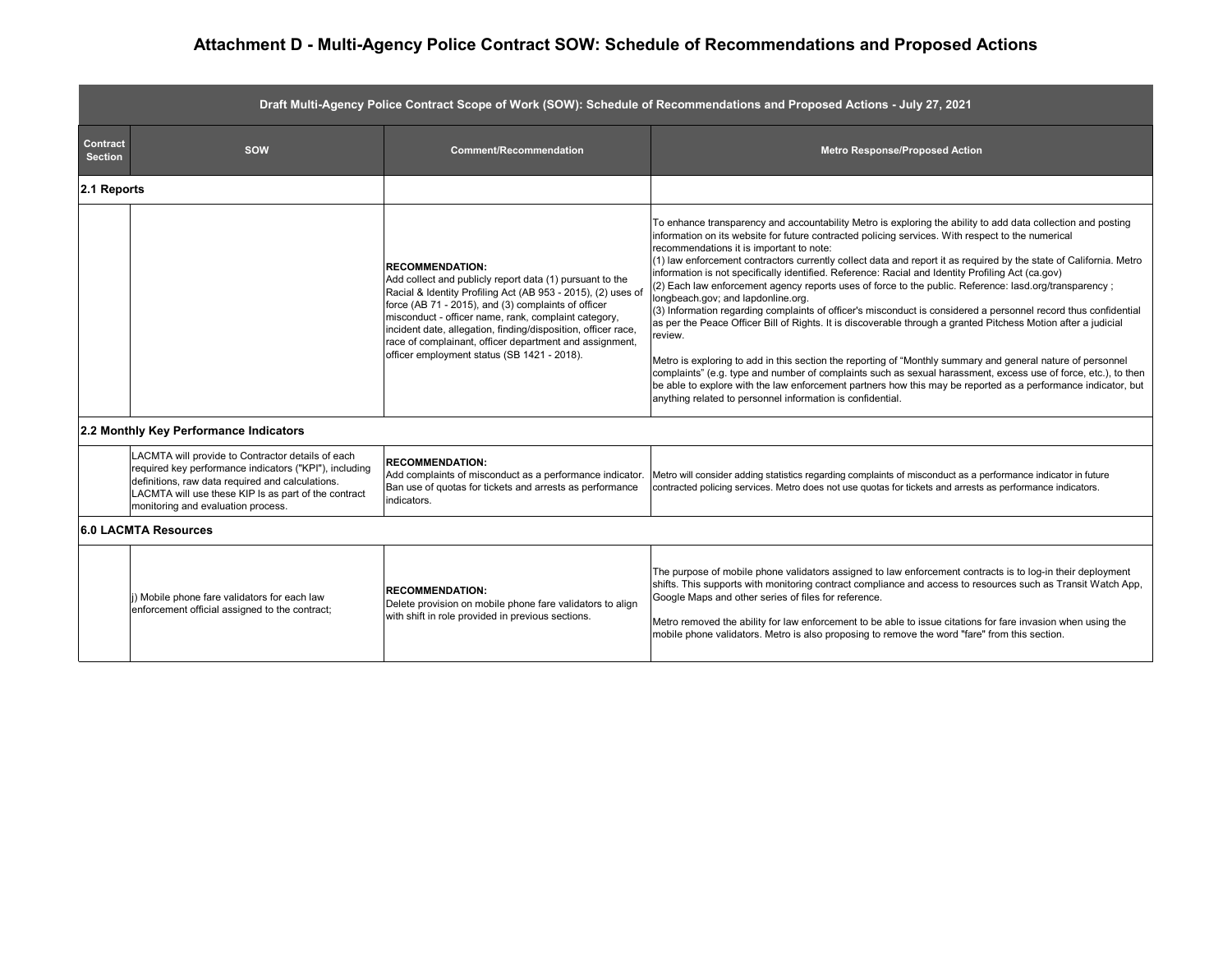## Attachment D - Multi-Agency Police Contract SOW: Schedule of Recommendations and Proposed Actions

| Draft Multi-Agency Police Contract Scope of Work (SOW): Schedule of Recommendations and Proposed Actions - July 27, 2021 | | | |
|---|---|---|---|
| **Contract Section** | **SOW** | **Comment/Recommendation** | **Metro Response/Proposed Action** |
| **2.1 Reports** | | | |
| | | **RECOMMENDATION:**<br>Add collect and publicly report data (1) pursuant to the Racial & Identity Profiling Act (AB 953 - 2015), (2) uses of force (AB 71 - 2015), and (3) complaints of officer misconduct - officer name, rank, complaint category, incident date, allegation, finding/disposition, officer race, race of complainant, officer department and assignment, officer employment status (SB 1421 - 2018). | To enhance transparency and accountability Metro is exploring the ability to add data collection and posting information on its website for future contracted policing services. With respect to the numerical recommendations it is important to note:<br>(1) law enforcement contractors currently collect data and report it as required by the state of California. Metro information is not specifically identified. Reference: Racial and Identity Profiling Act (ca.gov)<br>(2) Each law enforcement agency reports uses of force to the public. Reference: lasd.org/transparency ; longbeach.gov; and lapdonline.org.<br>(3) Information regarding complaints of officer's misconduct is considered a personnel record thus confidential as per the Peace Officer Bill of Rights. It is discoverable through a granted Pitchess Motion after a judicial review.<br><br>Metro is exploring to add in this section the reporting of "Monthly summary and general nature of personnel complaints" (e.g. type and number of complaints such as sexual harassment, excess use of force, etc.), to then be able to explore with the law enforcement partners how this may be reported as a performance indicator, but anything related to personnel information is confidential. |
| **2.2 Monthly Key Performance Indicators** | | | |
| | LACMTA will provide to Contractor details of each required key performance indicators ("KPI"), including definitions, raw data required and calculations. LACMTA will use these KIP Is as part of the contract monitoring and evaluation process. | **RECOMMENDATION:**<br>Add complaints of misconduct as a performance indicator. Ban use of quotas for tickets and arrests as performance indicators. | Metro will consider adding statistics regarding complaints of misconduct as a performance indicator in future contracted policing services. Metro does not use quotas for tickets and arrests as performance indicators. |
| **6.0 LACMTA Resources** | | | |
| | j) Mobile phone fare validators for each law enforcement official assigned to the contract; | **RECOMMENDATION:**<br>Delete provision on mobile phone fare validators to align with shift in role provided in previous sections. | The purpose of mobile phone validators assigned to law enforcement contracts is to log-in their deployment shifts. This supports with monitoring contract compliance and access to resources such as Transit Watch App, Google Maps and other series of files for reference.<br><br>Metro removed the ability for law enforcement to be able to issue citations for fare invasion when using the mobile phone validators. Metro is also proposing to remove the word "fare" from this section. |